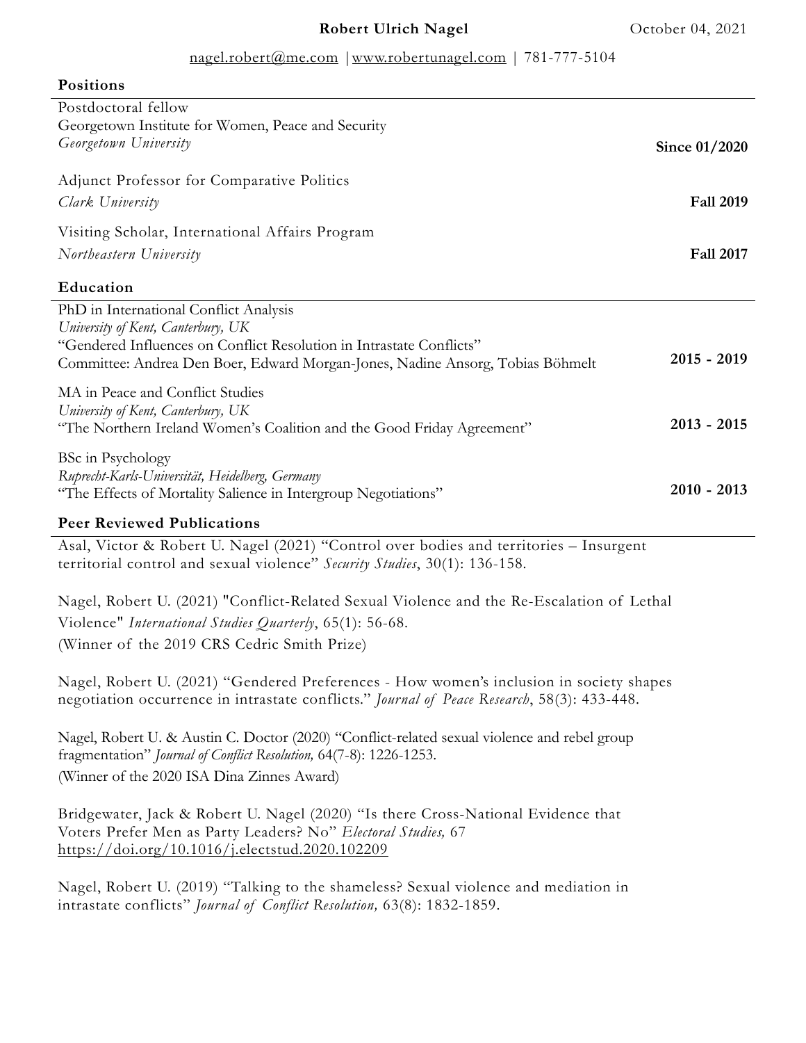**Robert Ulrich Nagel** October 04, 2021

nagel.robert@me.com | www.robertunagel.com | 781-777-5104

## Positions

Postdoctoral fellow
Georgetown Institute for Women, Peace and Security
*Georgetown University* **Since 01/2020**

Adjunct Professor for Comparative Politics
*Clark University* **Fall 2019**

Visiting Scholar, International Affairs Program
*Northeastern University* **Fall 2017**

## Education

PhD in International Conflict Analysis
*University of Kent, Canterbury, UK*
"Gendered Influences on Conflict Resolution in Intrastate Conflicts"
Committee: Andrea Den Boer, Edward Morgan-Jones, Nadine Ansorg, Tobias Böhmelt **2015 - 2019**

MA in Peace and Conflict Studies
*University of Kent, Canterbury, UK*
"The Northern Ireland Women's Coalition and the Good Friday Agreement" **2013 - 2015**

BSc in Psychology
*Ruprecht-Karls-Universität, Heidelberg, Germany*
"The Effects of Mortality Salience in Intergroup Negotiations" **2010 - 2013**

## Peer Reviewed Publications

Asal, Victor & Robert U. Nagel (2021) "Control over bodies and territories – Insurgent territorial control and sexual violence" *Security Studies*, 30(1): 136-158.

Nagel, Robert U. (2021) "Conflict-Related Sexual Violence and the Re-Escalation of Lethal Violence" *International Studies Quarterly*, 65(1): 56-68.
(Winner of the 2019 CRS Cedric Smith Prize)

Nagel, Robert U. (2021) "Gendered Preferences - How women's inclusion in society shapes negotiation occurrence in intrastate conflicts." *Journal of Peace Research*, 58(3): 433-448.

Nagel, Robert U. & Austin C. Doctor (2020) "Conflict-related sexual violence and rebel group fragmentation" *Journal of Conflict Resolution,* 64(7-8): 1226-1253.
(Winner of the 2020 ISA Dina Zinnes Award)

Bridgewater, Jack & Robert U. Nagel (2020) "Is there Cross-National Evidence that Voters Prefer Men as Party Leaders? No" *Electoral Studies,* 67 https://doi.org/10.1016/j.electstud.2020.102209

Nagel, Robert U. (2019) "Talking to the shameless? Sexual violence and mediation in intrastate conflicts" *Journal of Conflict Resolution,* 63(8): 1832-1859.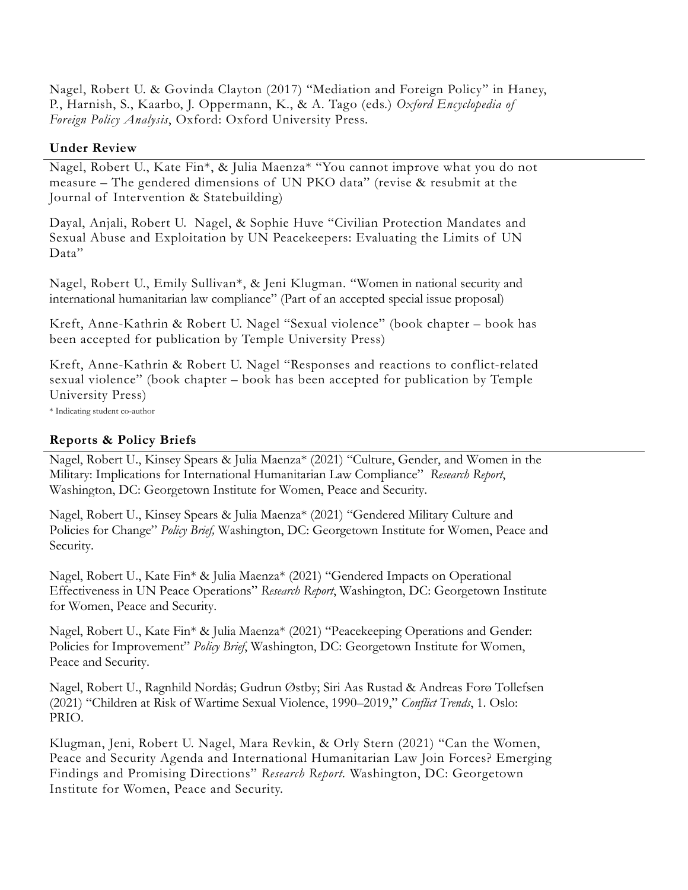Nagel, Robert U. & Govinda Clayton (2017) "Mediation and Foreign Policy" in Haney, P., Harnish, S., Kaarbo, J. Oppermann, K., & A. Tago (eds.) *Oxford Encyclopedia of Foreign Policy Analysis*, Oxford: Oxford University Press.

### Under Review

Nagel, Robert U., Kate Fin*, & Julia Maenza* "You cannot improve what you do not measure – The gendered dimensions of UN PKO data" (revise & resubmit at the Journal of Intervention & Statebuilding)

Dayal, Anjali, Robert U. Nagel, & Sophie Huve "Civilian Protection Mandates and Sexual Abuse and Exploitation by UN Peacekeepers: Evaluating the Limits of UN Data"

Nagel, Robert U., Emily Sullivan*, & Jeni Klugman. "Women in national security and international humanitarian law compliance" (Part of an accepted special issue proposal)

Kreft, Anne-Kathrin & Robert U. Nagel "Sexual violence" (book chapter – book has been accepted for publication by Temple University Press)

Kreft, Anne-Kathrin & Robert U. Nagel "Responses and reactions to conflict-related sexual violence" (book chapter – book has been accepted for publication by Temple University Press)

* Indicating student co-author

### Reports & Policy Briefs

Nagel, Robert U., Kinsey Spears & Julia Maenza* (2021) "Culture, Gender, and Women in the Military: Implications for International Humanitarian Law Compliance" *Research Report*, Washington, DC: Georgetown Institute for Women, Peace and Security.

Nagel, Robert U., Kinsey Spears & Julia Maenza* (2021) "Gendered Military Culture and Policies for Change" *Policy Brief,* Washington, DC: Georgetown Institute for Women, Peace and Security.

Nagel, Robert U., Kate Fin* & Julia Maenza* (2021) "Gendered Impacts on Operational Effectiveness in UN Peace Operations" *Research Report*, Washington, DC: Georgetown Institute for Women, Peace and Security.

Nagel, Robert U., Kate Fin* & Julia Maenza* (2021) "Peacekeeping Operations and Gender: Policies for Improvement" *Policy Brief*, Washington, DC: Georgetown Institute for Women, Peace and Security.

Nagel, Robert U., Ragnhild Nordås; Gudrun Østby; Siri Aas Rustad & Andreas Forø Tollefsen (2021) "Children at Risk of Wartime Sexual Violence, 1990–2019," *Conflict Trends*, 1. Oslo: PRIO.

Klugman, Jeni, Robert U. Nagel, Mara Revkin, & Orly Stern (2021) "Can the Women, Peace and Security Agenda and International Humanitarian Law Join Forces? Emerging Findings and Promising Directions" *Research Report*. Washington, DC: Georgetown Institute for Women, Peace and Security.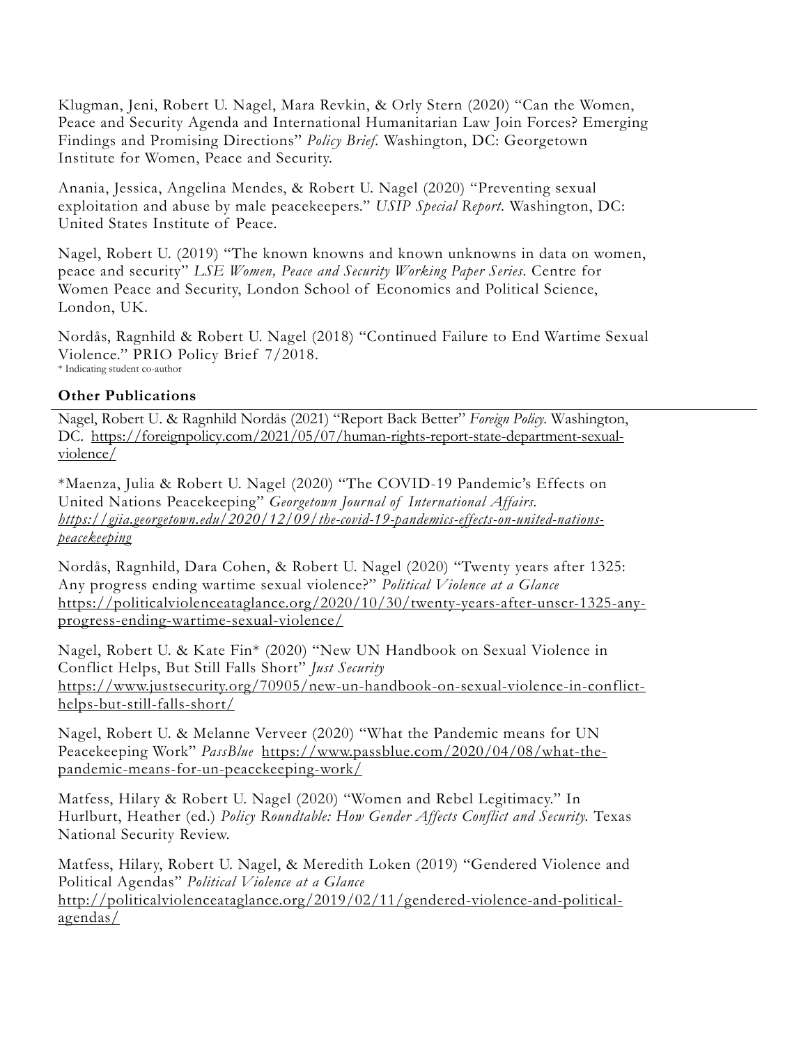Klugman, Jeni, Robert U. Nagel, Mara Revkin, & Orly Stern (2020) "Can the Women, Peace and Security Agenda and International Humanitarian Law Join Forces? Emerging Findings and Promising Directions" *Policy Brief.* Washington, DC: Georgetown Institute for Women, Peace and Security.

Anania, Jessica, Angelina Mendes, & Robert U. Nagel (2020) "Preventing sexual exploitation and abuse by male peacekeepers." *USIP Special Report.* Washington, DC: United States Institute of Peace.

Nagel, Robert U. (2019) "The known knowns and known unknowns in data on women, peace and security" *LSE Women, Peace and Security Working Paper Series*. Centre for Women Peace and Security, London School of Economics and Political Science, London, UK.

Nordås, Ragnhild & Robert U. Nagel (2018) "Continued Failure to End Wartime Sexual Violence." PRIO Policy Brief 7/2018.

\* Indicating student co-author

## Other Publications

Nagel, Robert U. & Ragnhild Nordås (2021) "Report Back Better" *Foreign Policy.* Washington, DC. https://foreignpolicy.com/2021/05/07/human-rights-report-state-department-sexual-violence/

*Maenza, Julia & Robert U. Nagel (2020) "The COVID-19 Pandemic's Effects on United Nations Peacekeeping" *Georgetown Journal of International Affairs. https://gjia.georgetown.edu/2020/12/09/the-covid-19-pandemics-effects-on-united-nations-peacekeeping*

Nordås, Ragnhild, Dara Cohen, & Robert U. Nagel (2020) "Twenty years after 1325: Any progress ending wartime sexual violence?" *Political Violence at a Glance* https://politicalviolenceataglance.org/2020/10/30/twenty-years-after-unscr-1325-any-progress-ending-wartime-sexual-violence/

Nagel, Robert U. & Kate Fin* (2020) "New UN Handbook on Sexual Violence in Conflict Helps, But Still Falls Short" *Just Security* https://www.justsecurity.org/70905/new-un-handbook-on-sexual-violence-in-conflict-helps-but-still-falls-short/

Nagel, Robert U. & Melanne Verveer (2020) "What the Pandemic means for UN Peacekeeping Work" *PassBlue* https://www.passblue.com/2020/04/08/what-the-pandemic-means-for-un-peacekeeping-work/

Matfess, Hilary & Robert U. Nagel (2020) "Women and Rebel Legitimacy." In Hurlburt, Heather (ed.) *Policy Roundtable: How Gender Affects Conflict and Security.* Texas National Security Review.

Matfess, Hilary, Robert U. Nagel, & Meredith Loken (2019) "Gendered Violence and Political Agendas" *Political Violence at a Glance* http://politicalviolenceataglance.org/2019/02/11/gendered-violence-and-political-agendas/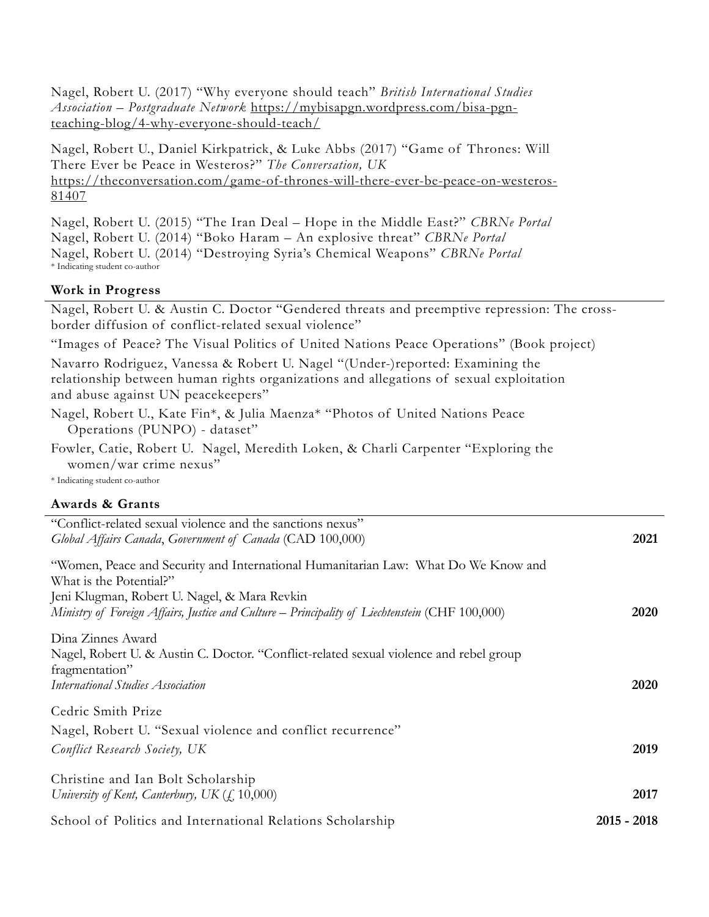Nagel, Robert U. (2017) "Why everyone should teach" *British International Studies Association – Postgraduate Network* https://mybisapgn.wordpress.com/bisa-pgn-teaching-blog/4-why-everyone-should-teach/

Nagel, Robert U., Daniel Kirkpatrick, & Luke Abbs (2017) "Game of Thrones: Will There Ever be Peace in Westeros?" *The Conversation, UK* https://theconversation.com/game-of-thrones-will-there-ever-be-peace-on-westeros-81407

Nagel, Robert U. (2015) "The Iran Deal – Hope in the Middle East?" *CBRNe Portal*
Nagel, Robert U. (2014) "Boko Haram – An explosive threat" *CBRNe Portal*
Nagel, Robert U. (2014) "Destroying Syria's Chemical Weapons" *CBRNe Portal*
* Indicating student co-author

**Work in Progress**

Nagel, Robert U. & Austin C. Doctor "Gendered threats and preemptive repression: The cross-border diffusion of conflict-related sexual violence"

"Images of Peace? The Visual Politics of United Nations Peace Operations" (Book project)

Navarro Rodriguez, Vanessa & Robert U. Nagel "(Under-)reported: Examining the relationship between human rights organizations and allegations of sexual exploitation and abuse against UN peacekeepers"

Nagel, Robert U., Kate Fin*, & Julia Maenza* "Photos of United Nations Peace Operations (PUNPO) - dataset"

Fowler, Catie, Robert U. Nagel, Meredith Loken, & Charli Carpenter "Exploring the women/war crime nexus"

* Indicating student co-author

**Awards & Grants**

"Conflict-related sexual violence and the sanctions nexus"
*Global Affairs Canada*, *Government of Canada* (CAD 100,000) **2021**

"Women, Peace and Security and International Humanitarian Law: What Do We Know and What is the Potential?"
Jeni Klugman, Robert U. Nagel, & Mara Revkin
*Ministry of Foreign Affairs, Justice and Culture – Principality of Liechtenstein* (CHF 100,000) **2020**

Dina Zinnes Award
Nagel, Robert U. & Austin C. Doctor. "Conflict-related sexual violence and rebel group fragmentation"
*International Studies Association* **2020**

Cedric Smith Prize
Nagel, Robert U. "Sexual violence and conflict recurrence"
*Conflict Research Society, UK* **2019**

Christine and Ian Bolt Scholarship
*University of Kent, Canterbury, UK* (£ 10,000) **2017**

School of Politics and International Relations Scholarship **2015 - 2018**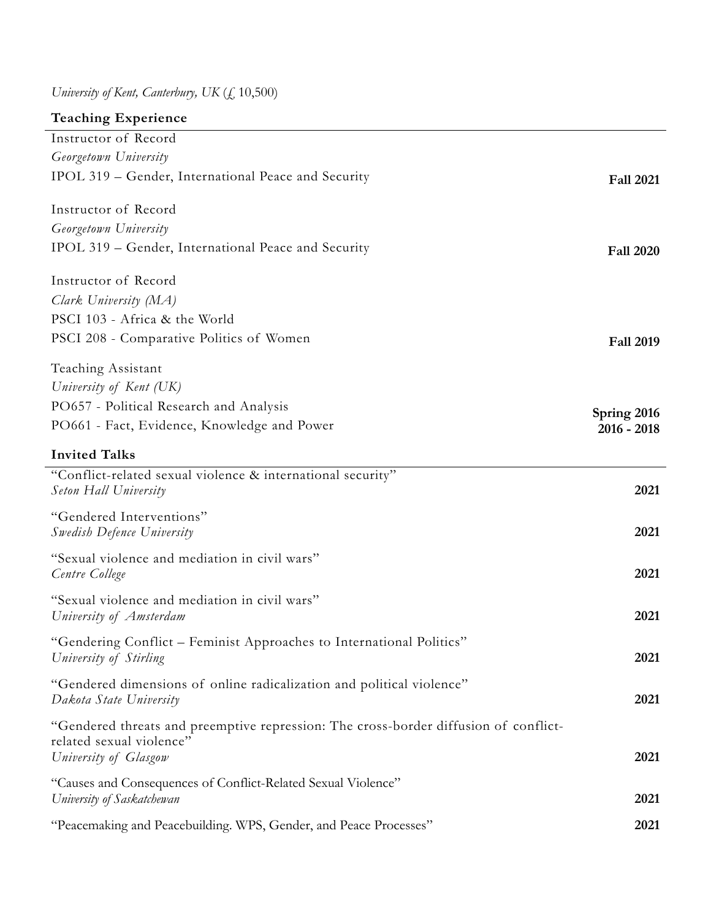*University of Kent, Canterbury, UK (£ 10,500)*

## Teaching Experience

Instructor of Record
*Georgetown University*
IPOL 319 – Gender, International Peace and Security **Fall 2021**

Instructor of Record
*Georgetown University*
IPOL 319 – Gender, International Peace and Security **Fall 2020**

Instructor of Record
*Clark University (MA)*
PSCI 103 - Africa & the World
PSCI 208 - Comparative Politics of Women **Fall 2019**

Teaching Assistant
*University of Kent (UK)*
PO657 - Political Research and Analysis **Spring 2016**
PO661 - Fact, Evidence, Knowledge and Power **2016 - 2018**

## Invited Talks

"Conflict-related sexual violence & international security"
*Seton Hall University* **2021**

"Gendered Interventions"
*Swedish Defence University* **2021**

"Sexual violence and mediation in civil wars"
*Centre College* **2021**

"Sexual violence and mediation in civil wars"
*University of Amsterdam* **2021**

"Gendering Conflict – Feminist Approaches to International Politics"
*University of Stirling* **2021**

"Gendered dimensions of online radicalization and political violence"
*Dakota State University* **2021**

"Gendered threats and preemptive repression: The cross-border diffusion of conflict-related sexual violence"
*University of Glasgow* **2021**

"Causes and Consequences of Conflict-Related Sexual Violence"
*University of Saskatchewan* **2021**

"Peacemaking and Peacebuilding. WPS, Gender, and Peace Processes" **2021**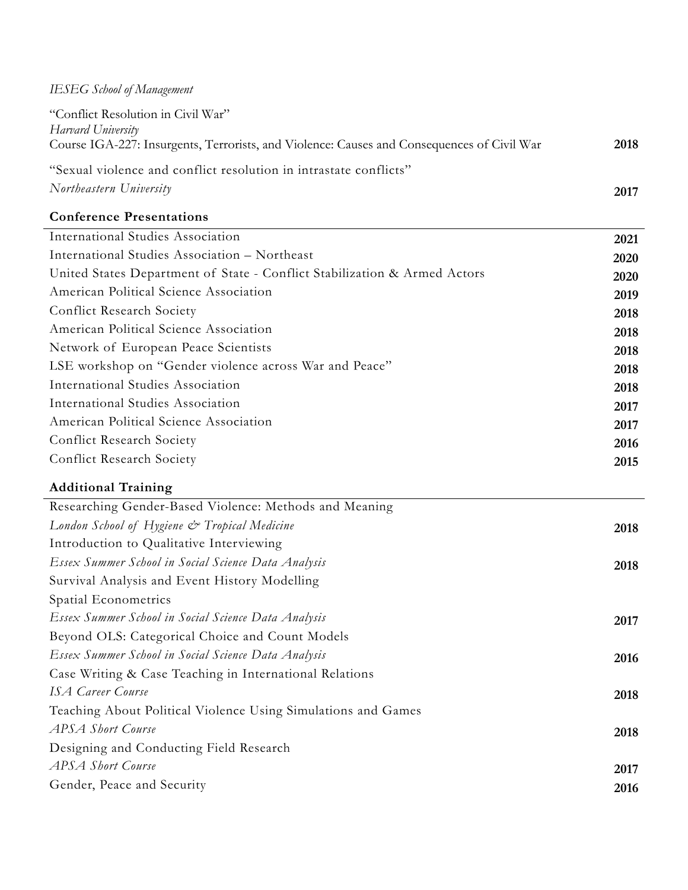*IESEG School of Management*

"Conflict Resolution in Civil War"
*Harvard University*
Course IGA-227: Insurgents, Terrorists, and Violence: Causes and Consequences of Civil War **2018**

"Sexual violence and conflict resolution in intrastate conflicts"
*Northeastern University* **2017**

### Conference Presentations

| | |
|---|---|
| International Studies Association | **2021** |
| International Studies Association – Northeast | **2020** |
| United States Department of State - Conflict Stabilization & Armed Actors | **2020** |
| American Political Science Association | **2019** |
| Conflict Research Society | **2018** |
| American Political Science Association | **2018** |
| Network of European Peace Scientists | **2018** |
| LSE workshop on "Gender violence across War and Peace" | **2018** |
| International Studies Association | **2018** |
| International Studies Association | **2017** |
| American Political Science Association | **2017** |
| Conflict Research Society | **2016** |
| Conflict Research Society | **2015** |

### Additional Training

Researching Gender-Based Violence: Methods and Meaning
*London School of Hygiene & Tropical Medicine* **2018**

Introduction to Qualitative Interviewing
*Essex Summer School in Social Science Data Analysis* **2018**

Survival Analysis and Event History Modelling
Spatial Econometrics
*Essex Summer School in Social Science Data Analysis* **2017**

Beyond OLS: Categorical Choice and Count Models
*Essex Summer School in Social Science Data Analysis* **2016**

Case Writing & Case Teaching in International Relations
*ISA Career Course* **2018**

Teaching About Political Violence Using Simulations and Games
*APSA Short Course* **2018**

Designing and Conducting Field Research
*APSA Short Course* **2017**

Gender, Peace and Security **2016**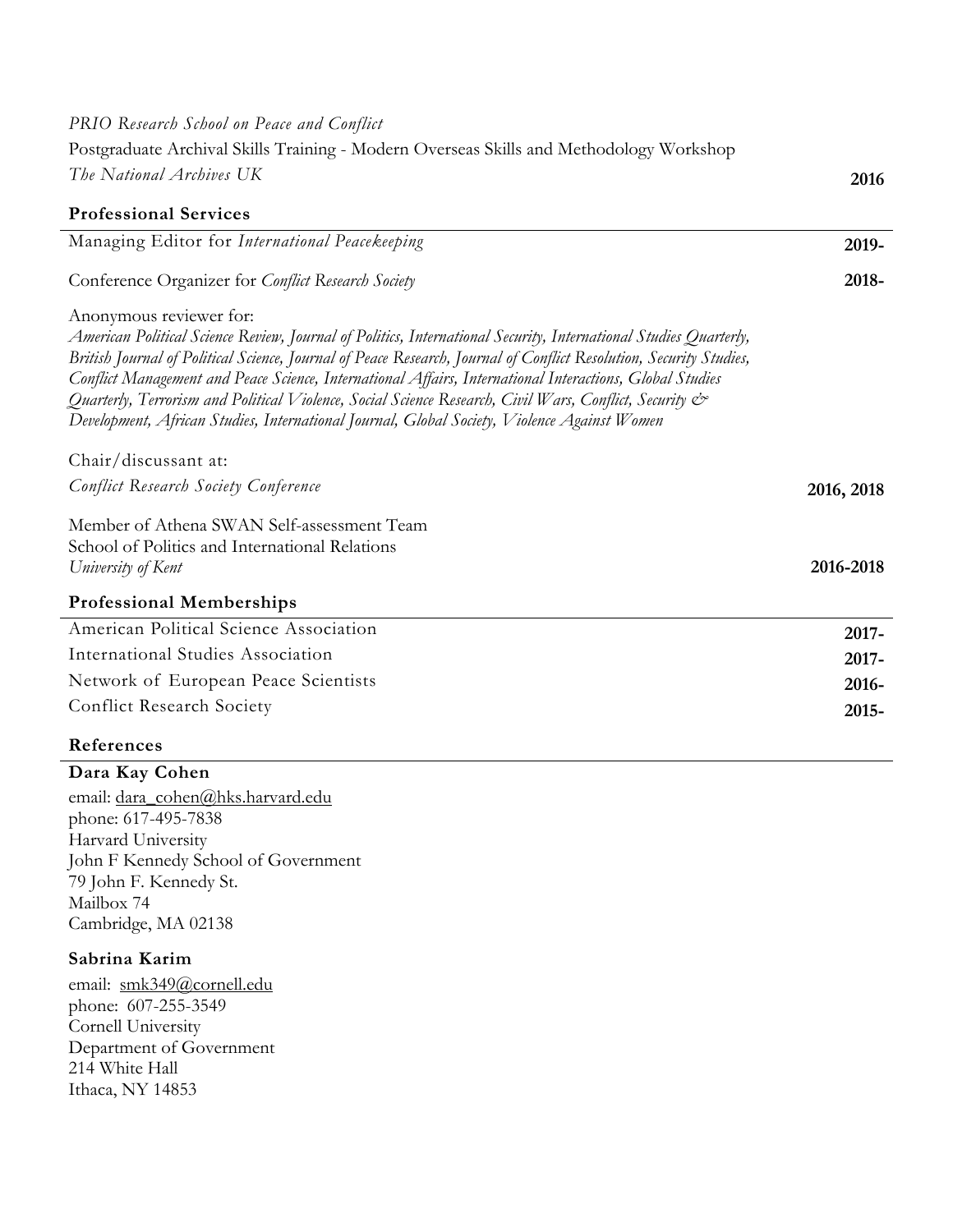*PRIO Research School on Peace and Conflict*

Postgraduate Archival Skills Training - Modern Overseas Skills and Methodology Workshop

*The National Archives UK* **2016**

### Professional Services

Managing Editor for *International Peacekeeping* **2019-**

Conference Organizer for *Conflict Research Society* **2018-**

Anonymous reviewer for:
*American Political Science Review, Journal of Politics, International Security, International Studies Quarterly, British Journal of Political Science, Journal of Peace Research, Journal of Conflict Resolution, Security Studies, Conflict Management and Peace Science, International Affairs, International Interactions, Global Studies Quarterly, Terrorism and Political Violence, Social Science Research, Civil Wars, Conflict, Security & Development, African Studies, International Journal, Global Society, Violence Against Women*

Chair/discussant at:
*Conflict Research Society Conference* **2016, 2018**

Member of Athena SWAN Self-assessment Team
School of Politics and International Relations
*University of Kent* **2016-2018**

### Professional Memberships

American Political Science Association **2017-**

International Studies Association **2017-**

Network of European Peace Scientists **2016-**

Conflict Research Society **2015-**

### References

**Dara Kay Cohen**

email: dara_cohen@hks.harvard.edu
phone: 617-495-7838
Harvard University
John F Kennedy School of Government
79 John F. Kennedy St.
Mailbox 74
Cambridge, MA 02138

**Sabrina Karim**

email: smk349@cornell.edu
phone: 607-255-3549
Cornell University
Department of Government
214 White Hall
Ithaca, NY 14853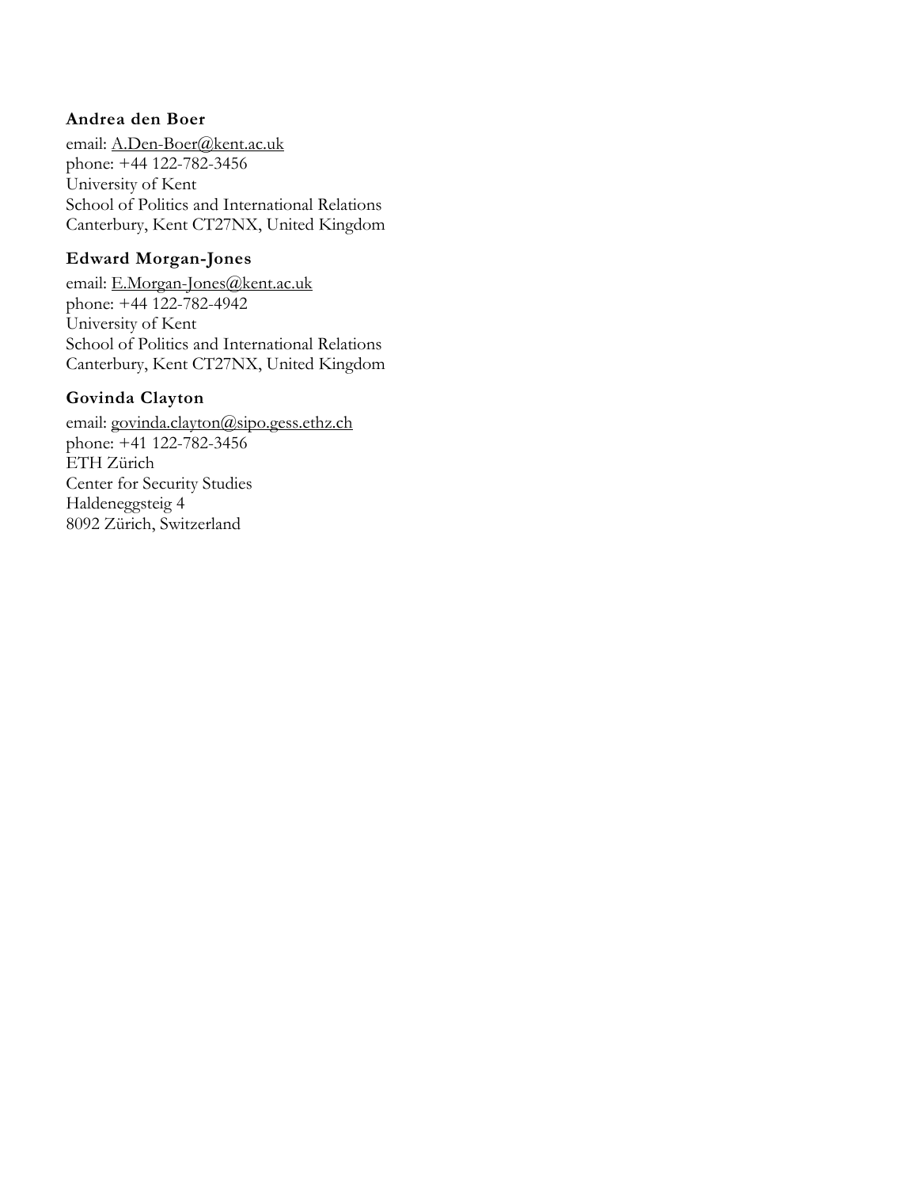**Andrea den Boer**

email: A.Den-Boer@kent.ac.uk
phone: +44 122-782-3456
University of Kent
School of Politics and International Relations
Canterbury, Kent CT27NX, United Kingdom

**Edward Morgan-Jones**

email: E.Morgan-Jones@kent.ac.uk
phone: +44 122-782-4942
University of Kent
School of Politics and International Relations
Canterbury, Kent CT27NX, United Kingdom

**Govinda Clayton**

email: govinda.clayton@sipo.gess.ethz.ch
phone: +41 122-782-3456
ETH Zürich
Center for Security Studies
Haldeneggsteig 4
8092 Zürich, Switzerland